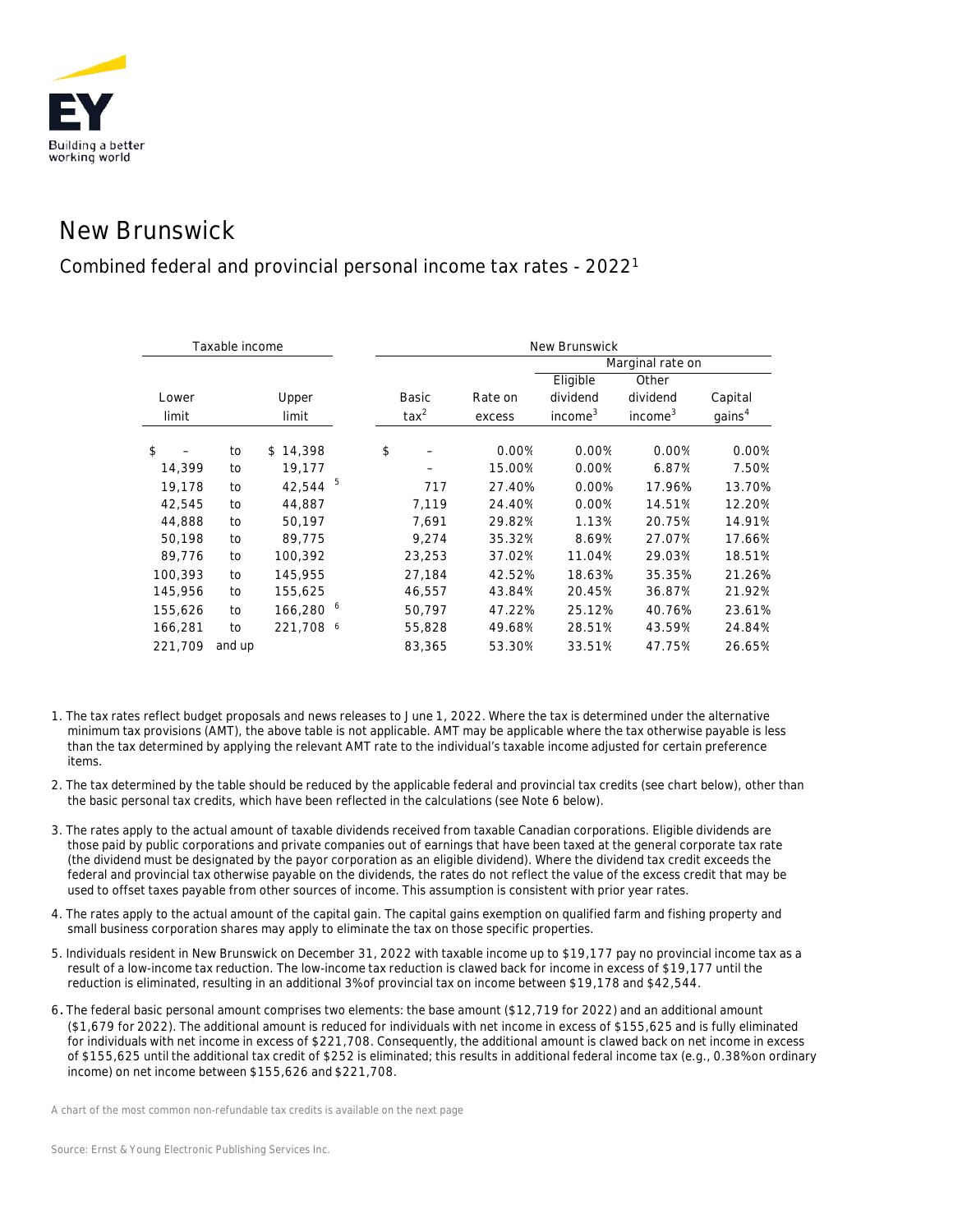# New Brunswick

## Combined federal and provincial personal income tax rates - 2022[1]

| Taxable income | | | New Brunswick | | | | |
|---|---|---|---|---|---|---|---|
| | | | | | Marginal rate on | | |
| Lower limit | | Upper limit | Basic tax[2] | Rate on excess | Eligible dividend income[3] | Other dividend income[3] | Capital gains[4] |
| $ – | to | $ 14,398 | $ – | 0.00% | 0.00% | 0.00% | 0.00% |
| 14,399 | to | 19,177 | – | 15.00% | 0.00% | 6.87% | 7.50% |
| 19,178 | to | 42,544 [5] | 717 | 27.40% | 0.00% | 17.96% | 13.70% |
| 42,545 | to | 44,887 | 7,119 | 24.40% | 0.00% | 14.51% | 12.20% |
| 44,888 | to | 50,197 | 7,691 | 29.82% | 1.13% | 20.75% | 14.91% |
| 50,198 | to | 89,775 | 9,274 | 35.32% | 8.69% | 27.07% | 17.66% |
| 89,776 | to | 100,392 | 23,253 | 37.02% | 11.04% | 29.03% | 18.51% |
| 100,393 | to | 145,955 | 27,184 | 42.52% | 18.63% | 35.35% | 21.26% |
| 145,956 | to | 155,625 | 46,557 | 43.84% | 20.45% | 36.87% | 21.92% |
| 155,626 | to | 166,280 [6] | 50,797 | 47.22% | 25.12% | 40.76% | 23.61% |
| 166,281 | to | 221,708 [6] | 55,828 | 49.68% | 28.51% | 43.59% | 24.84% |
| 221,709 | and up | | 83,365 | 53.30% | 33.51% | 47.75% | 26.65% |

1. The tax rates reflect budget proposals and news releases to June 1, 2022. Where the tax is determined under the alternative minimum tax provisions (AMT), the above table is not applicable. AMT may be applicable where the tax otherwise payable is less than the tax determined by applying the relevant AMT rate to the individual's taxable income adjusted for certain preference items.

2. The tax determined by the table should be reduced by the applicable federal and provincial tax credits (see chart below), other than the basic personal tax credits, which have been reflected in the calculations (see Note 6 below).

3. The rates apply to the actual amount of taxable dividends received from taxable Canadian corporations. Eligible dividends are those paid by public corporations and private companies out of earnings that have been taxed at the general corporate tax rate (the dividend must be designated by the payor corporation as an eligible dividend). Where the dividend tax credit exceeds the federal and provincial tax otherwise payable on the dividends, the rates do not reflect the value of the excess credit that may be used to offset taxes payable from other sources of income. This assumption is consistent with prior year rates.

4. The rates apply to the actual amount of the capital gain. The capital gains exemption on qualified farm and fishing property and small business corporation shares may apply to eliminate the tax on those specific properties.

5. Individuals resident in New Brunswick on December 31, 2022 with taxable income up to $19,177 pay no provincial income tax as a result of a low-income tax reduction. The low-income tax reduction is clawed back for income in excess of $19,177 until the reduction is eliminated, resulting in an additional 3% of provincial tax on income between $19,178 and $42,544.

6. The federal basic personal amount comprises two elements: the base amount ($12,719 for 2022) and an additional amount ($1,679 for 2022). The additional amount is reduced for individuals with net income in excess of $155,625 and is fully eliminated for individuals with net income in excess of $221,708. Consequently, the additional amount is clawed back on net income in excess of $155,625 until the additional tax credit of $252 is eliminated; this results in additional federal income tax (e.g., 0.38% on ordinary income) on net income between $155,626 and $221,708.

A chart of the most common non-refundable tax credits is available on the next page

Source: Ernst & Young Electronic Publishing Services Inc.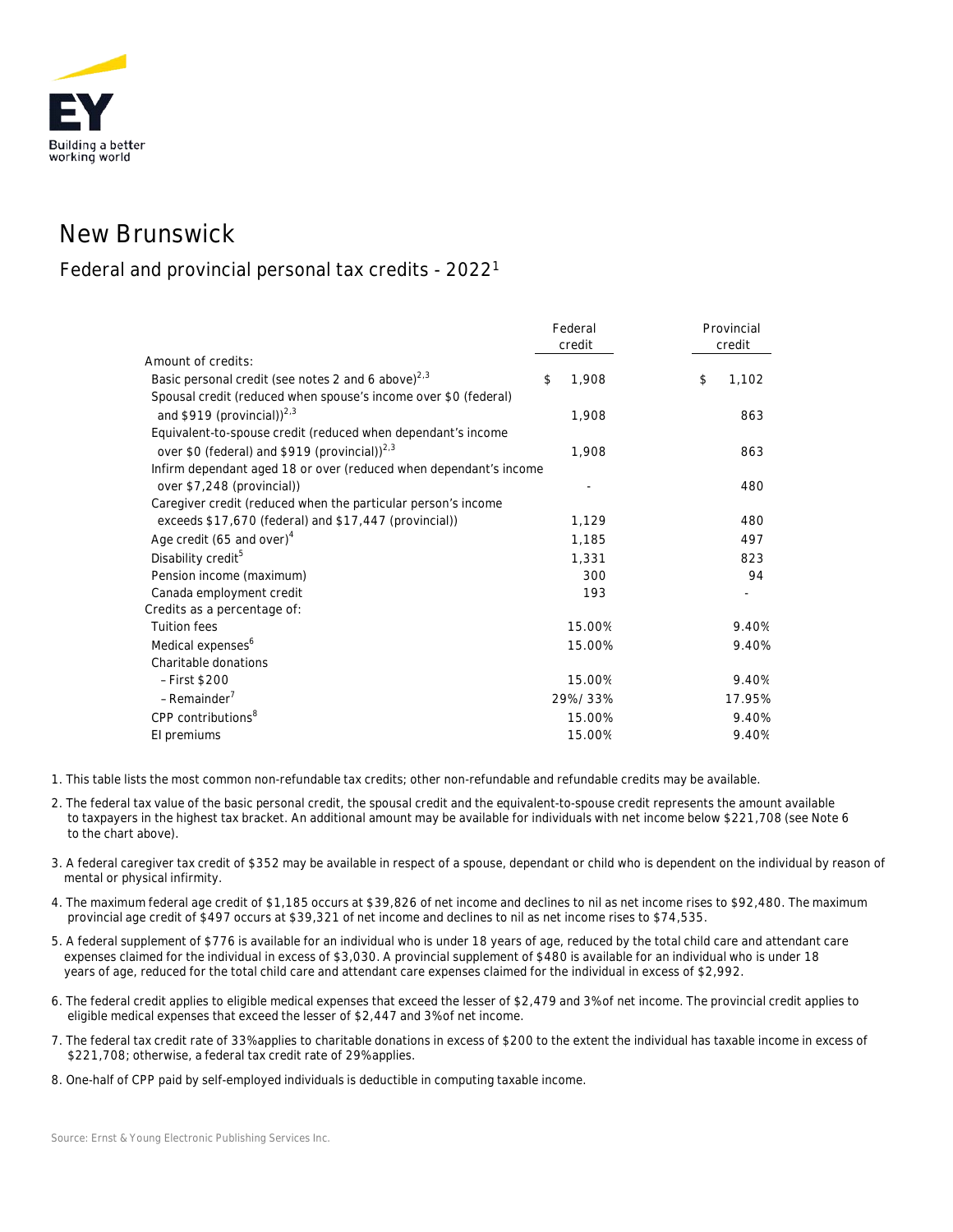# New Brunswick

## Federal and provincial personal tax credits - 2022[1]

| | Federal credit | Provincial credit |
|---|---|---|
| Amount of credits: | | |
| Basic personal credit (see notes 2 and 6 above)[2,3] | $ 1,908 | $ 1,102 |
| Spousal credit (reduced when spouse's income over $0 (federal) and $919 (provincial))[2,3] | 1,908 | 863 |
| Equivalent-to-spouse credit (reduced when dependant's income over $0 (federal) and $919 (provincial))[2,3] | 1,908 | 863 |
| Infirm dependant aged 18 or over (reduced when dependant's income over $7,248 (provincial)) | - | 480 |
| Caregiver credit (reduced when the particular person's income exceeds $17,670 (federal) and $17,447 (provincial)) | 1,129 | 480 |
| Age credit (65 and over)[4] | 1,185 | 497 |
| Disability credit[5] | 1,331 | 823 |
| Pension income (maximum) | 300 | 94 |
| Canada employment credit | 193 | - |
| Credits as a percentage of: | | |
| Tuition fees | 15.00% | 9.40% |
| Medical expenses[6] | 15.00% | 9.40% |
| Charitable donations | | |
| – First $200 | 15.00% | 9.40% |
| – Remainder[7] | 29%/ 33% | 17.95% |
| CPP contributions[8] | 15.00% | 9.40% |
| EI premiums | 15.00% | 9.40% |

1. This table lists the most common non-refundable tax credits; other non-refundable and refundable credits may be available.
2. The federal tax value of the basic personal credit, the spousal credit and the equivalent-to-spouse credit represents the amount available to taxpayers in the highest tax bracket. An additional amount may be available for individuals with net income below $221,708 (see Note 6 to the chart above).
3. A federal caregiver tax credit of $352 may be available in respect of a spouse, dependant or child who is dependent on the individual by reason of mental or physical infirmity.
4. The maximum federal age credit of $1,185 occurs at $39,826 of net income and declines to nil as net income rises to $92,480. The maximum provincial age credit of $497 occurs at $39,321 of net income and declines to nil as net income rises to $74,535.
5. A federal supplement of $776 is available for an individual who is under 18 years of age, reduced by the total child care and attendant care expenses claimed for the individual in excess of $3,030. A provincial supplement of $480 is available for an individual who is under 18 years of age, reduced for the total child care and attendant care expenses claimed for the individual in excess of $2,992.
6. The federal credit applies to eligible medical expenses that exceed the lesser of $2,479 and 3% of net income. The provincial credit applies to eligible medical expenses that exceed the lesser of $2,447 and 3% of net income.
7. The federal tax credit rate of 33% applies to charitable donations in excess of $200 to the extent the individual has taxable income in excess of $221,708; otherwise, a federal tax credit rate of 29% applies.
8. One-half of CPP paid by self-employed individuals is deductible in computing taxable income.

Source: Ernst & Young Electronic Publishing Services Inc.